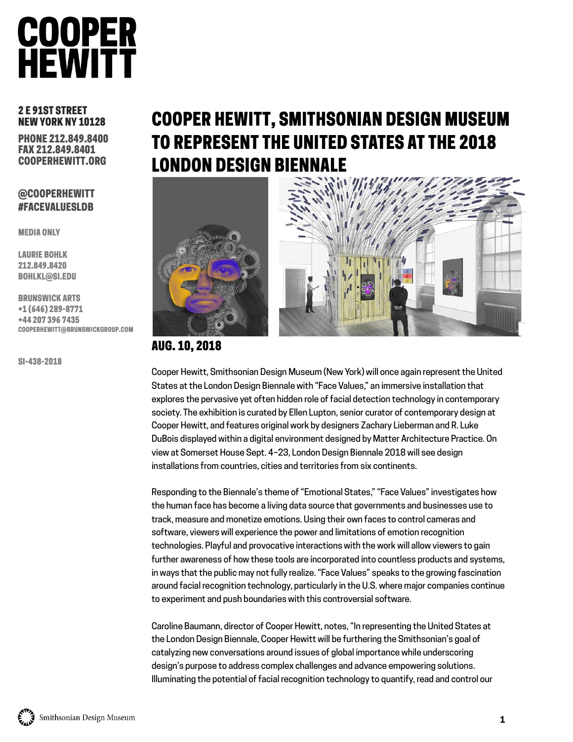# COOPER HEWITT

**2 E 91ST STREET**
**NEW YORK NY 10128**

**PHONE 212.849.8400**
**FAX 212.849.8401**
**COOPERHEWITT.ORG**

**@COOPERHEWITT**
**#FACEVALUESLDB**

**MEDIA ONLY**

**LAURIE BOHLK**
**212.849.8420**
**BOHLKL@SI.EDU**

**BRUNSWICK ARTS**
**+1 (646) 289-8771**
**+44 207 396 7435**
**COOPERHEWITT@BRUNSWICKGROUP.COM**

**SI-438-2018**

## COOPER HEWITT, SMITHSONIAN DESIGN MUSEUM TO REPRESENT THE UNITED STATES AT THE 2018 LONDON DESIGN BIENNALE

### AUG. 10, 2018

Cooper Hewitt, Smithsonian Design Museum (New York) will once again represent the United States at the London Design Biennale with "Face Values," an immersive installation that explores the pervasive yet often hidden role of facial detection technology in contemporary society. The exhibition is curated by Ellen Lupton, senior curator of contemporary design at Cooper Hewitt, and features original work by designers Zachary Lieberman and R. Luke DuBois displayed within a digital environment designed by Matter Architecture Practice. On view at Somerset House Sept. 4–23, London Design Biennale 2018 will see design installations from countries, cities and territories from six continents.

Responding to the Biennale's theme of "Emotional States," "Face Values" investigates how the human face has become a living data source that governments and businesses use to track, measure and monetize emotions. Using their own faces to control cameras and software, viewers will experience the power and limitations of emotion recognition technologies. Playful and provocative interactions with the work will allow viewers to gain further awareness of how these tools are incorporated into countless products and systems, in ways that the public may not fully realize. "Face Values" speaks to the growing fascination around facial recognition technology, particularly in the U.S. where major companies continue to experiment and push boundaries with this controversial software.

Caroline Baumann, director of Cooper Hewitt, notes, "In representing the United States at the London Design Biennale, Cooper Hewitt will be furthering the Smithsonian's goal of catalyzing new conversations around issues of global importance while underscoring design's purpose to address complex challenges and advance empowering solutions. Illuminating the potential of facial recognition technology to quantify, read and control our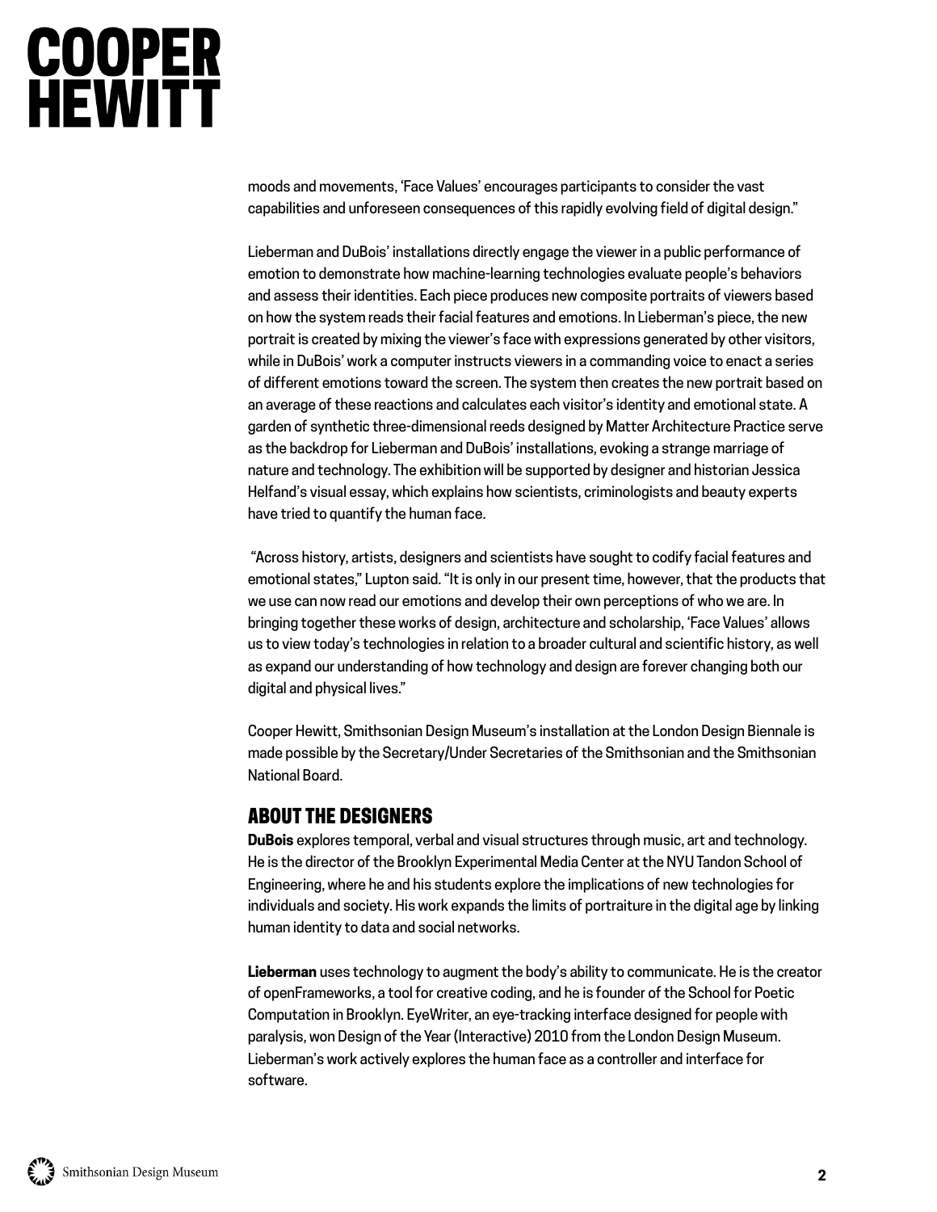moods and movements, 'Face Values' encourages participants to consider the vast capabilities and unforeseen consequences of this rapidly evolving field of digital design."

Lieberman and DuBois' installations directly engage the viewer in a public performance of emotion to demonstrate how machine-learning technologies evaluate people's behaviors and assess their identities. Each piece produces new composite portraits of viewers based on how the system reads their facial features and emotions. In Lieberman's piece, the new portrait is created by mixing the viewer's face with expressions generated by other visitors, while in DuBois' work a computer instructs viewers in a commanding voice to enact a series of different emotions toward the screen. The system then creates the new portrait based on an average of these reactions and calculates each visitor's identity and emotional state. A garden of synthetic three-dimensional reeds designed by Matter Architecture Practice serve as the backdrop for Lieberman and DuBois' installations, evoking a strange marriage of nature and technology. The exhibition will be supported by designer and historian Jessica Helfand's visual essay, which explains how scientists, criminologists and beauty experts have tried to quantify the human face.

"Across history, artists, designers and scientists have sought to codify facial features and emotional states," Lupton said. "It is only in our present time, however, that the products that we use can now read our emotions and develop their own perceptions of who we are. In bringing together these works of design, architecture and scholarship, 'Face Values' allows us to view today's technologies in relation to a broader cultural and scientific history, as well as expand our understanding of how technology and design are forever changing both our digital and physical lives."

Cooper Hewitt, Smithsonian Design Museum's installation at the London Design Biennale is made possible by the Secretary/Under Secretaries of the Smithsonian and the Smithsonian National Board.

## ABOUT THE DESIGNERS

**DuBois** explores temporal, verbal and visual structures through music, art and technology. He is the director of the Brooklyn Experimental Media Center at the NYU Tandon School of Engineering, where he and his students explore the implications of new technologies for individuals and society. His work expands the limits of portraiture in the digital age by linking human identity to data and social networks.

**Lieberman** uses technology to augment the body's ability to communicate. He is the creator of openFrameworks, a tool for creative coding, and he is founder of the School for Poetic Computation in Brooklyn. EyeWriter, an eye-tracking interface designed for people with paralysis, won Design of the Year (Interactive) 2010 from the London Design Museum. Lieberman's work actively explores the human face as a controller and interface for software.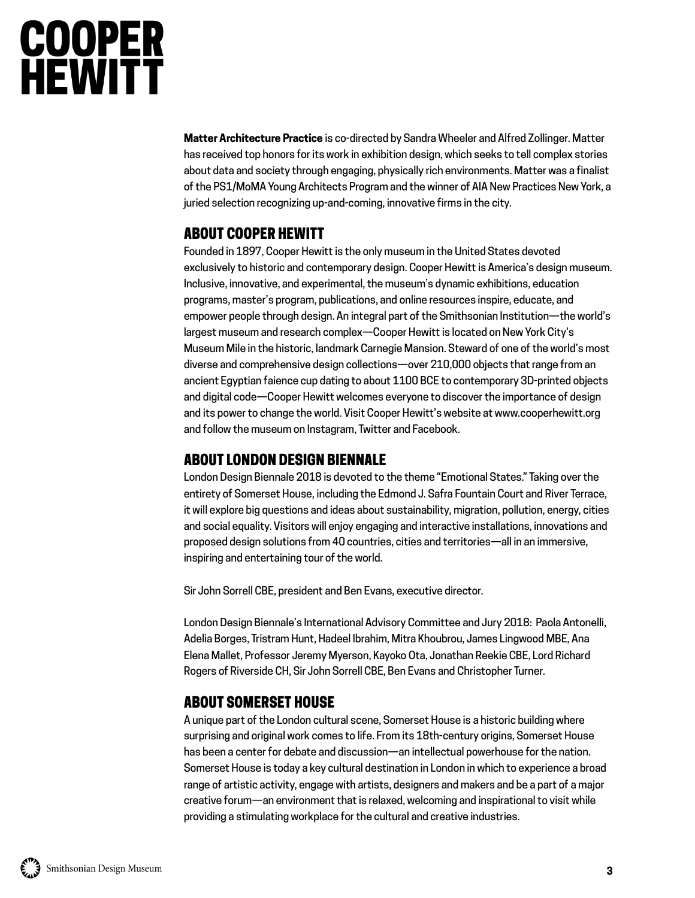**Matter Architecture Practice** is co-directed by Sandra Wheeler and Alfred Zollinger. Matter has received top honors for its work in exhibition design, which seeks to tell complex stories about data and society through engaging, physically rich environments. Matter was a finalist of the PS1/MoMA Young Architects Program and the winner of AIA New Practices New York, a juried selection recognizing up-and-coming, innovative firms in the city.

## ABOUT COOPER HEWITT

Founded in 1897, Cooper Hewitt is the only museum in the United States devoted exclusively to historic and contemporary design. Cooper Hewitt is America's design museum. Inclusive, innovative, and experimental, the museum's dynamic exhibitions, education programs, master's program, publications, and online resources inspire, educate, and empower people through design. An integral part of the Smithsonian Institution—the world's largest museum and research complex—Cooper Hewitt is located on New York City's Museum Mile in the historic, landmark Carnegie Mansion. Steward of one of the world's most diverse and comprehensive design collections—over 210,000 objects that range from an ancient Egyptian faience cup dating to about 1100 BCE to contemporary 3D-printed objects and digital code—Cooper Hewitt welcomes everyone to discover the importance of design and its power to change the world. Visit Cooper Hewitt's website at www.cooperhewitt.org and follow the museum on Instagram, Twitter and Facebook.

## ABOUT LONDON DESIGN BIENNALE

London Design Biennale 2018 is devoted to the theme "Emotional States." Taking over the entirety of Somerset House, including the Edmond J. Safra Fountain Court and River Terrace, it will explore big questions and ideas about sustainability, migration, pollution, energy, cities and social equality. Visitors will enjoy engaging and interactive installations, innovations and proposed design solutions from 40 countries, cities and territories—all in an immersive, inspiring and entertaining tour of the world.

Sir John Sorrell CBE, president and Ben Evans, executive director.

London Design Biennale's International Advisory Committee and Jury 2018: Paola Antonelli, Adelia Borges, Tristram Hunt, Hadeel Ibrahim, Mitra Khoubrou, James Lingwood MBE, Ana Elena Mallet, Professor Jeremy Myerson, Kayoko Ota, Jonathan Reekie CBE, Lord Richard Rogers of Riverside CH, Sir John Sorrell CBE, Ben Evans and Christopher Turner.

## ABOUT SOMERSET HOUSE

A unique part of the London cultural scene, Somerset House is a historic building where surprising and original work comes to life. From its 18th-century origins, Somerset House has been a center for debate and discussion—an intellectual powerhouse for the nation. Somerset House is today a key cultural destination in London in which to experience a broad range of artistic activity, engage with artists, designers and makers and be a part of a major creative forum—an environment that is relaxed, welcoming and inspirational to visit while providing a stimulating workplace for the cultural and creative industries.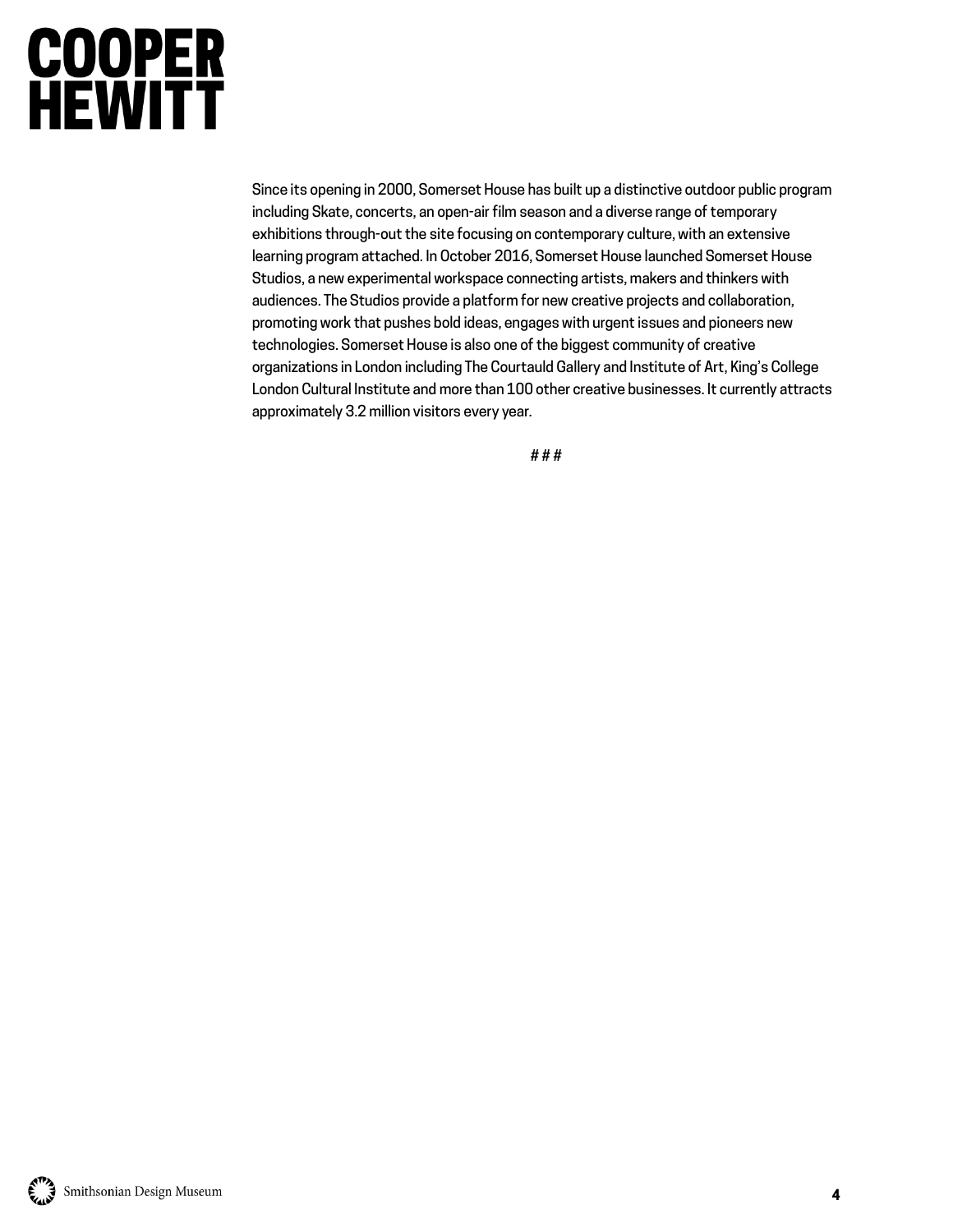Since its opening in 2000, Somerset House has built up a distinctive outdoor public program including Skate, concerts, an open-air film season and a diverse range of temporary exhibitions through-out the site focusing on contemporary culture, with an extensive learning program attached. In October 2016, Somerset House launched Somerset House Studios, a new experimental workspace connecting artists, makers and thinkers with audiences. The Studios provide a platform for new creative projects and collaboration, promoting work that pushes bold ideas, engages with urgent issues and pioneers new technologies. Somerset House is also one of the biggest community of creative organizations in London including The Courtauld Gallery and Institute of Art, King's College London Cultural Institute and more than 100 other creative businesses. It currently attracts approximately 3.2 million visitors every year.

# # #